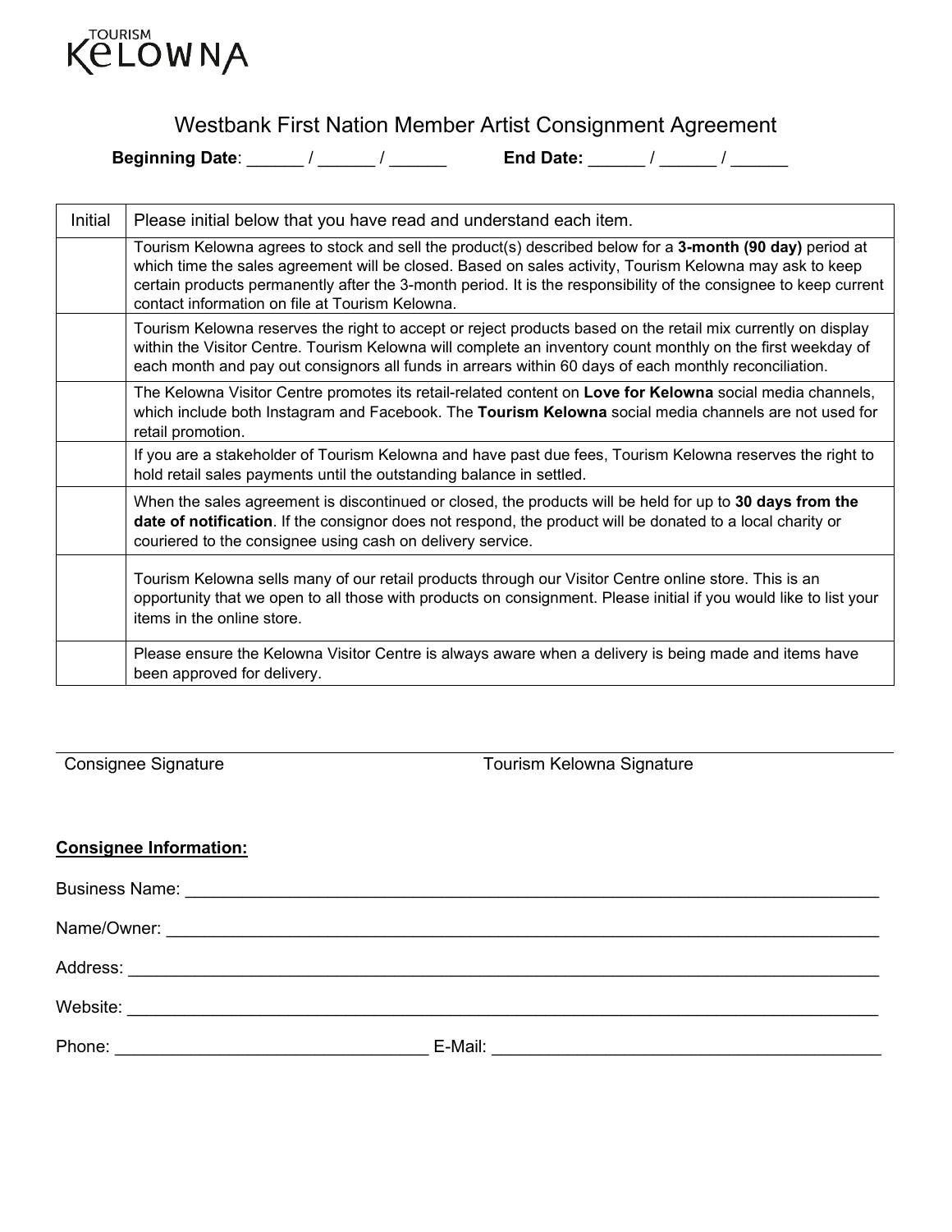TOURISM KELOWNA

# Westbank First Nation Member Artist Consignment Agreement

**Beginning Date**: ______ / ______ / ______ **End Date:** ______ / ______ / ______

| Initial | Please initial below that you have read and understand each item. |
|---|---|
| | Tourism Kelowna agrees to stock and sell the product(s) described below for a **3-month (90 day)** period at which time the sales agreement will be closed. Based on sales activity, Tourism Kelowna may ask to keep certain products permanently after the 3-month period. It is the responsibility of the consignee to keep current contact information on file at Tourism Kelowna. |
| | Tourism Kelowna reserves the right to accept or reject products based on the retail mix currently on display within the Visitor Centre. Tourism Kelowna will complete an inventory count monthly on the first weekday of each month and pay out consignors all funds in arrears within 60 days of each monthly reconciliation. |
| | The Kelowna Visitor Centre promotes its retail-related content on **Love for Kelowna** social media channels, which include both Instagram and Facebook. The **Tourism Kelowna** social media channels are not used for retail promotion. |
| | If you are a stakeholder of Tourism Kelowna and have past due fees, Tourism Kelowna reserves the right to hold retail sales payments until the outstanding balance in settled. |
| | When the sales agreement is discontinued or closed, the products will be held for up to **30 days from the date of notification**. If the consignor does not respond, the product will be donated to a local charity or couriered to the consignee using cash on delivery service. |
| | Tourism Kelowna sells many of our retail products through our Visitor Centre online store. This is an opportunity that we open to all those with products on consignment. Please initial if you would like to list your items in the online store. |
| | Please ensure the Kelowna Visitor Centre is always aware when a delivery is being made and items have been approved for delivery. |

Consignee Signature _______________________ Tourism Kelowna Signature _______________________

**Consignee Information:**

Business Name: ______________________________________________

Name/Owner: ______________________________________________

Address: ______________________________________________

Website: ______________________________________________

Phone: ______________________ E-Mail: ______________________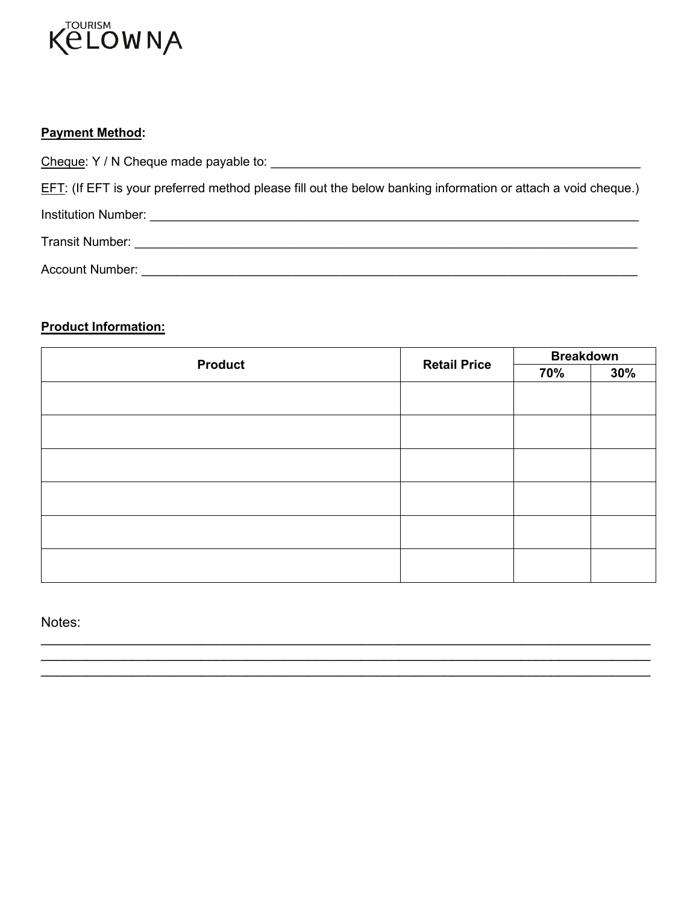**Payment Method:**

Cheque: Y / N Cheque made payable to: ______________________________________________________

EFT: (If EFT is your preferred method please fill out the below banking information or attach a void cheque.)

Institution Number: ______________________________________________________________________

Transit Number: _________________________________________________________________________

Account Number: ________________________________________________________________________

**Product Information:**

| Product | Retail Price | Breakdown | |
|---|---|---|---|
| | | 70% | 30% |
| | | | |
| | | | |
| | | | |
| | | | |
| | | | |
| | | | |

Notes:

______________________________________________________________________________________

______________________________________________________________________________________

______________________________________________________________________________________